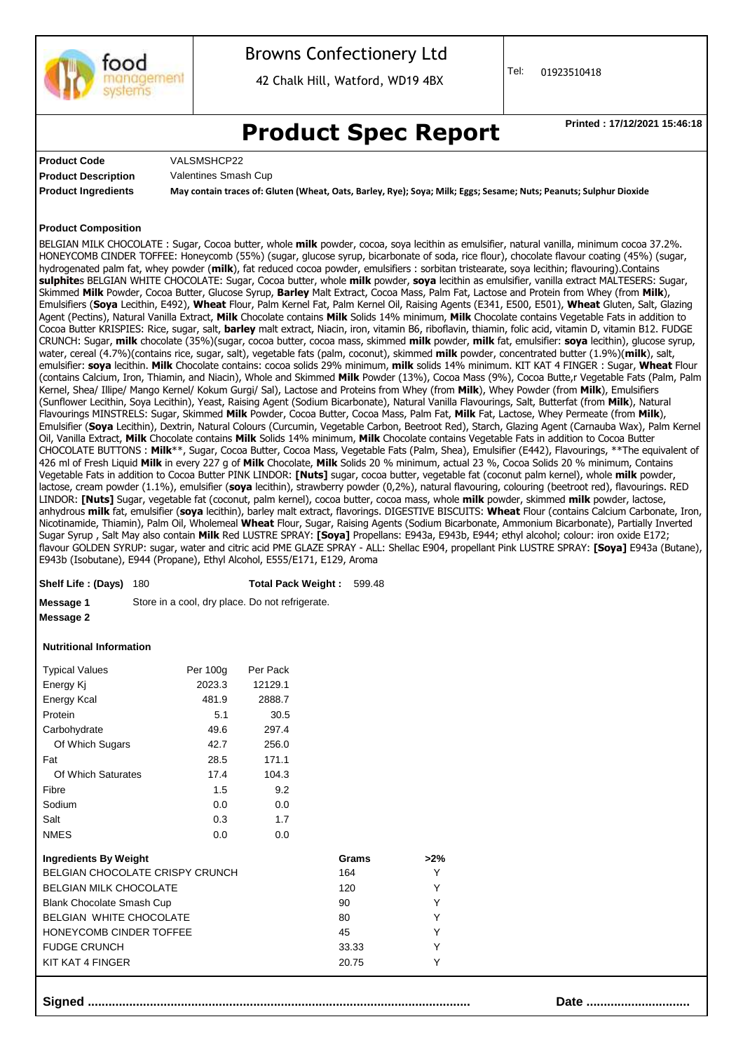Browns Confectionery Ltd

42 Chalk Hill, Watford, WD19 4BX

Tel: 01923510418

# Product Spec Report

**Printed : 17/12/2021 15:46:18**

**Product Code** VALSMSHCP22

**Product Description** Valentines Smash Cup

**Product Ingredients** **May contain traces of: Gluten (Wheat, Oats, Barley, Rye); Soya; Milk; Eggs; Sesame; Nuts; Peanuts; Sulphur Dioxide**

**Product Composition**

BELGIAN MILK CHOCOLATE : Sugar, Cocoa butter, whole **milk** powder, cocoa, soya lecithin as emulsifier, natural vanilla, minimum cocoa 37.2%. HONEYCOMB CINDER TOFFEE: Honeycomb (55%) (sugar, glucose syrup, bicarbonate of soda, rice flour), chocolate flavour coating (45%) (sugar, hydrogenated palm fat, whey powder (**milk**), fat reduced cocoa powder, emulsifiers : sorbitan tristearate, soya lecithin; flavouring).Contains **sulphite**s BELGIAN WHITE CHOCOLATE: Sugar, Cocoa butter, whole **milk** powder, **soya** lecithin as emulsifier, vanilla extract MALTESERS: Sugar, Skimmed **Milk** Powder, Cocoa Butter, Glucose Syrup, **Barley** Malt Extract, Cocoa Mass, Palm Fat, Lactose and Protein from Whey (from **Milk**), Emulsifiers (**Soya** Lecithin, E492), **Wheat** Flour, Palm Kernel Fat, Palm Kernel Oil, Raising Agents (E341, E500, E501), **Wheat** Gluten, Salt, Glazing Agent (Pectins), Natural Vanilla Extract, **Milk** Chocolate contains **Milk** Solids 14% minimum, **Milk** Chocolate contains Vegetable Fats in addition to Cocoa Butter KRISPIES: Rice, sugar, salt, **barley** malt extract, Niacin, iron, vitamin B6, riboflavin, thiamin, folic acid, vitamin D, vitamin B12. FUDGE CRUNCH: Sugar, **milk** chocolate (35%)(sugar, cocoa butter, cocoa mass, skimmed **milk** powder, **milk** fat, emulsifier: **soya** lecithin), glucose syrup, water, cereal (4.7%)(contains rice, sugar, salt), vegetable fats (palm, coconut), skimmed **milk** powder, concentrated butter (1.9%)(**milk**), salt, emulsifier: **soya** lecithin. **Milk** Chocolate contains: cocoa solids 29% minimum, **milk** solids 14% minimum. KIT KAT 4 FINGER : Sugar, **Wheat** Flour (contains Calcium, Iron, Thiamin, and Niacin), Whole and Skimmed **Milk** Powder (13%), Cocoa Mass (9%), Cocoa Butte,r Vegetable Fats (Palm, Palm Kernel, Shea/ Illipe/ Mango Kernel/ Kokum Gurgi/ Sal), Lactose and Proteins from Whey (from **Milk**), Whey Powder (from **Milk**), Emulsifiers (Sunflower Lecithin, Soya Lecithin), Yeast, Raising Agent (Sodium Bicarbonate), Natural Vanilla Flavourings, Salt, Butterfat (from **Milk**), Natural Flavourings MINSTRELS: Sugar, Skimmed **Milk** Powder, Cocoa Butter, Cocoa Mass, Palm Fat, **Milk** Fat, Lactose, Whey Permeate (from **Milk**), Emulsifier (**Soya** Lecithin), Dextrin, Natural Colours (Curcumin, Vegetable Carbon, Beetroot Red), Starch, Glazing Agent (Carnauba Wax), Palm Kernel Oil, Vanilla Extract, **Milk** Chocolate contains **Milk** Solids 14% minimum, **Milk** Chocolate contains Vegetable Fats in addition to Cocoa Butter CHOCOLATE BUTTONS : **Milk**\*\*, Sugar, Cocoa Butter, Cocoa Mass, Vegetable Fats (Palm, Shea), Emulsifier (E442), Flavourings, \*\*The equivalent of 426 ml of Fresh Liquid **Milk** in every 227 g of **Milk** Chocolate, **Milk** Solids 20 % minimum, actual 23 %, Cocoa Solids 20 % minimum, Contains Vegetable Fats in addition to Cocoa Butter PINK LINDOR: **[Nuts]** sugar, cocoa butter, vegetable fat (coconut palm kernel), whole **milk** powder, lactose, cream powder (1.1%), emulsifier (**soya** lecithin), strawberry powder (0,2%), natural flavouring, colouring (beetroot red), flavourings. RED LINDOR: **[Nuts]** Sugar, vegetable fat (coconut, palm kernel), cocoa butter, cocoa mass, whole **milk** powder, skimmed **milk** powder, lactose, anhydrous **milk** fat, emulsifier (**soya** lecithin), barley malt extract, flavorings. DIGESTIVE BISCUITS: **Wheat** Flour (contains Calcium Carbonate, Iron, Nicotinamide, Thiamin), Palm Oil, Wholemeal **Wheat** Flour, Sugar, Raising Agents (Sodium Bicarbonate, Ammonium Bicarbonate), Partially Inverted Sugar Syrup , Salt May also contain **Milk** Red LUSTRE SPRAY: **[Soya]** Propellans: E943a, E943b, E944; ethyl alcohol; colour: iron oxide E172; flavour GOLDEN SYRUP: sugar, water and citric acid PME GLAZE SPRAY - ALL: Shellac E904, propellant Pink LUSTRE SPRAY: **[Soya]** E943a (Butane), E943b (Isobutane), E944 (Propane), Ethyl Alcohol, E555/E171, E129, Aroma

**Shelf Life : (Days)** 180 **Total Pack Weight :** 599.48

**Message 1** Store in a cool, dry place. Do not refrigerate.

**Message 2**

**Nutritional Information**

| Typical Values | Per 100g | Per Pack |
|---|---|---|
| Energy Kj | 2023.3 | 12129.1 |
| Energy Kcal | 481.9 | 2888.7 |
| Protein | 5.1 | 30.5 |
| Carbohydrate | 49.6 | 297.4 |
| Of Which Sugars | 42.7 | 256.0 |
| Fat | 28.5 | 171.1 |
| Of Which Saturates | 17.4 | 104.3 |
| Fibre | 1.5 | 9.2 |
| Sodium | 0.0 | 0.0 |
| Salt | 0.3 | 1.7 |
| NMES | 0.0 | 0.0 |

| Ingredients By Weight | Grams | >2% |
|---|---|---|
| BELGIAN CHOCOLATE CRISPY CRUNCH | 164 | Y |
| BELGIAN MILK CHOCOLATE | 120 | Y |
| Blank Chocolate Smash Cup | 90 | Y |
| BELGIAN WHITE CHOCOLATE | 80 | Y |
| HONEYCOMB CINDER TOFFEE | 45 | Y |
| FUDGE CRUNCH | 33.33 | Y |
| KIT KAT 4 FINGER | 20.75 | Y |

**Signed** ............................................................................................................ **Date** ..............................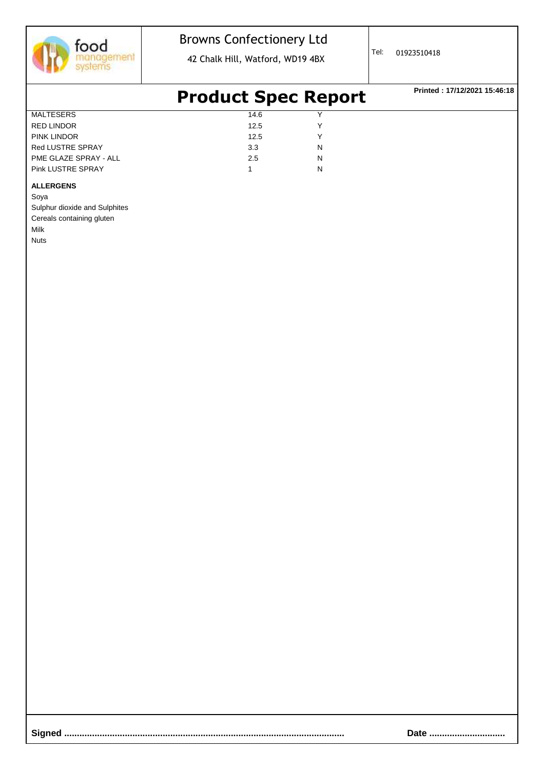# Browns Confectionery Ltd

42 Chalk Hill, Watford, WD19 4BX

Tel: 01923510418

## Product Spec Report

**Printed : 17/12/2021 15:46:18**

| | | |
|---|---|---|
| MALTESERS | 14.6 | Y |
| RED LINDOR | 12.5 | Y |
| PINK LINDOR | 12.5 | Y |
| Red LUSTRE SPRAY | 3.3 | N |
| PME GLAZE SPRAY - ALL | 2.5 | N |
| Pink LUSTRE SPRAY | 1 | N |

**ALLERGENS**

Soya
Sulphur dioxide and Sulphites
Cereals containing gluten
Milk
Nuts

**Signed** ............................................................................................................ **Date** ..............................